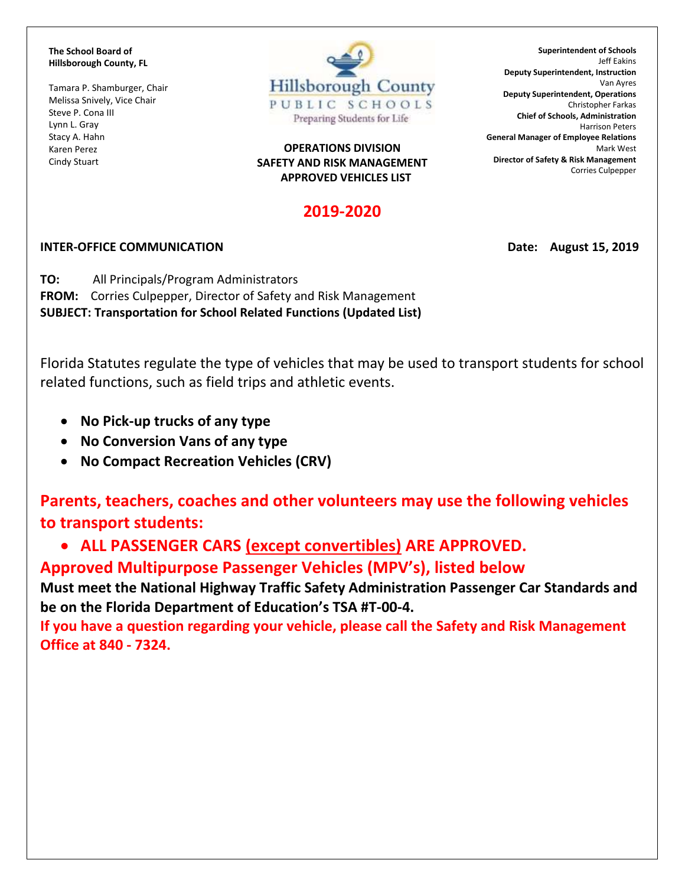**The School Board of Hillsborough County, FL**

Tamara P. Shamburger, Chair
Melissa Snively, Vice Chair
Steve P. Cona III
Lynn L. Gray
Stacy A. Hahn
Karen Perez
Cindy Stuart

Hillsborough County
PUBLIC SCHOOLS
Preparing Students for Life

**Superintendent of Schools**
Jeff Eakins
**Deputy Superintendent, Instruction**
Van Ayres
**Deputy Superintendent, Operations**
Christopher Farkas
**Chief of Schools, Administration**
Harrison Peters
**General Manager of Employee Relations**
Mark West
**Director of Safety & Risk Management**
Corries Culpepper

**OPERATIONS DIVISION**
**SAFETY AND RISK MANAGEMENT**
**APPROVED VEHICLES LIST**

## 2019-2020

**INTER-OFFICE COMMUNICATION** **Date: August 15, 2019**

**TO:** All Principals/Program Administrators
**FROM:** Corries Culpepper, Director of Safety and Risk Management
**SUBJECT: Transportation for School Related Functions (Updated List)**

Florida Statutes regulate the type of vehicles that may be used to transport students for school related functions, such as field trips and athletic events.

- **No Pick-up trucks of any type**
- **No Conversion Vans of any type**
- **No Compact Recreation Vehicles (CRV)**

**Parents, teachers, coaches and other volunteers may use the following vehicles to transport students:**

- **ALL PASSENGER CARS (except convertibles) ARE APPROVED.**

**Approved Multipurpose Passenger Vehicles (MPV's), listed below**

**Must meet the National Highway Traffic Safety Administration Passenger Car Standards and be on the Florida Department of Education's TSA #T-00-4.**

**If you have a question regarding your vehicle, please call the Safety and Risk Management Office at 840 - 7324.**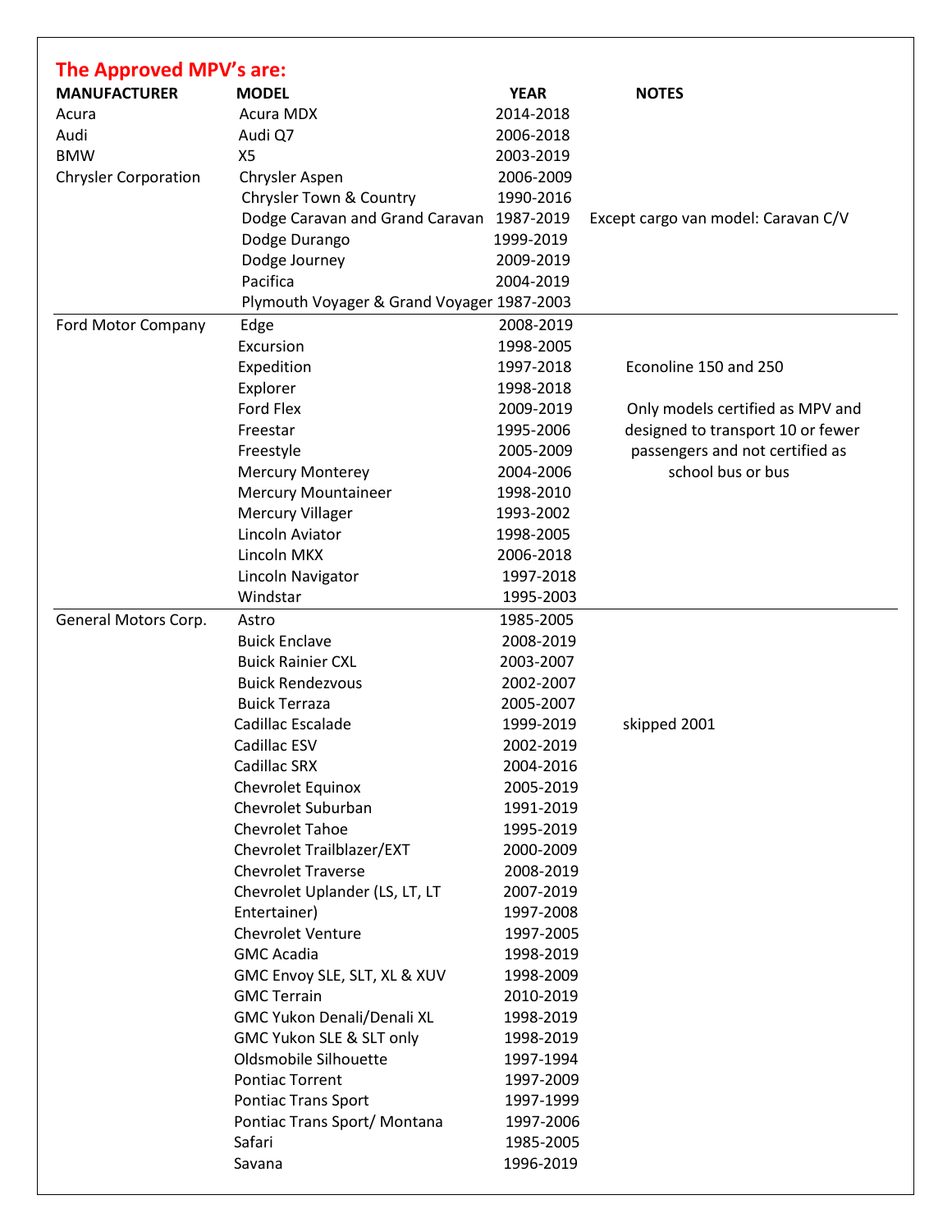## The Approved MPV's are:

| MANUFACTURER | MODEL | YEAR | NOTES |
|---|---|---|---|
| Acura | Acura MDX | 2014-2018 | |
| Audi | Audi Q7 | 2006-2018 | |
| BMW | X5 | 2003-2019 | |
| Chrysler Corporation | Chrysler Aspen | 2006-2009 | |
| | Chrysler Town & Country | 1990-2016 | |
| | Dodge Caravan and Grand Caravan | 1987-2019 | Except cargo van model: Caravan C/V |
| | Dodge Durango | 1999-2019 | |
| | Dodge Journey | 2009-2019 | |
| | Pacifica | 2004-2019 | |
| | Plymouth Voyager & Grand Voyager | 1987-2003 | |
| Ford Motor Company | Edge | 2008-2019 | |
| | Excursion | 1998-2005 | |
| | Expedition | 1997-2018 | Econoline 150 and 250 |
| | Explorer | 1998-2018 | |
| | Ford Flex | 2009-2019 | Only models certified as MPV and |
| | Freestar | 1995-2006 | designed to transport 10 or fewer |
| | Freestyle | 2005-2009 | passengers and not certified as |
| | Mercury Monterey | 2004-2006 | school bus or bus |
| | Mercury Mountaineer | 1998-2010 | |
| | Mercury Villager | 1993-2002 | |
| | Lincoln Aviator | 1998-2005 | |
| | Lincoln MKX | 2006-2018 | |
| | Lincoln Navigator | 1997-2018 | |
| | Windstar | 1995-2003 | |
| General Motors Corp. | Astro | 1985-2005 | |
| | Buick Enclave | 2008-2019 | |
| | Buick Rainier CXL | 2003-2007 | |
| | Buick Rendezvous | 2002-2007 | |
| | Buick Terraza | 2005-2007 | |
| | Cadillac Escalade | 1999-2019 | skipped 2001 |
| | Cadillac ESV | 2002-2019 | |
| | Cadillac SRX | 2004-2016 | |
| | Chevrolet Equinox | 2005-2019 | |
| | Chevrolet Suburban | 1991-2019 | |
| | Chevrolet Tahoe | 1995-2019 | |
| | Chevrolet Trailblazer/EXT | 2000-2009 | |
| | Chevrolet Traverse | 2008-2019 | |
| | Chevrolet Uplander (LS, LT, LT | 2007-2019 | |
| | Entertainer) | 1997-2008 | |
| | Chevrolet Venture | 1997-2005 | |
| | GMC Acadia | 1998-2019 | |
| | GMC Envoy SLE, SLT, XL & XUV | 1998-2009 | |
| | GMC Terrain | 2010-2019 | |
| | GMC Yukon Denali/Denali XL | 1998-2019 | |
| | GMC Yukon SLE & SLT only | 1998-2019 | |
| | Oldsmobile Silhouette | 1997-1994 | |
| | Pontiac Torrent | 1997-2009 | |
| | Pontiac Trans Sport | 1997-1999 | |
| | Pontiac Trans Sport/ Montana | 1997-2006 | |
| | Safari | 1985-2005 | |
| | Savana | 1996-2019 | |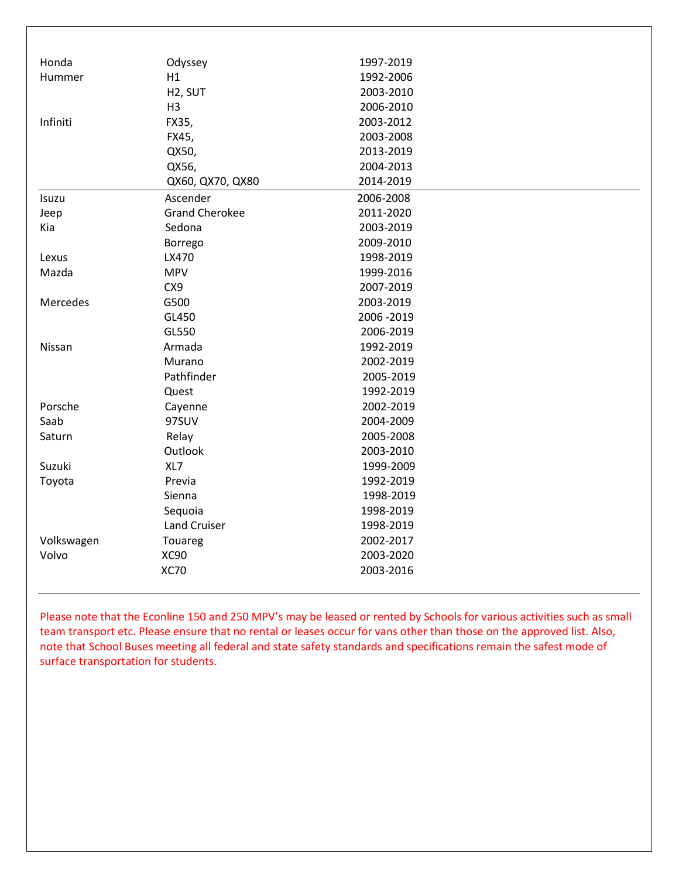| | | |
|---|---|---|
| Honda | Odyssey | 1997-2019 |
| Hummer | H1 | 1992-2006 |
| | H2, SUT | 2003-2010 |
| | H3 | 2006-2010 |
| Infiniti | FX35, | 2003-2012 |
| | FX45, | 2003-2008 |
| | QX50, | 2013-2019 |
| | QX56, | 2004-2013 |
| | QX60, QX70, QX80 | 2014-2019 |
| Isuzu | Ascender | 2006-2008 |
| Jeep | Grand Cherokee | 2011-2020 |
| Kia | Sedona | 2003-2019 |
| | Borrego | 2009-2010 |
| Lexus | LX470 | 1998-2019 |
| Mazda | MPV | 1999-2016 |
| | CX9 | 2007-2019 |
| Mercedes | G500 | 2003-2019 |
| | GL450 | 2006 -2019 |
| | GL550 | 2006-2019 |
| Nissan | Armada | 1992-2019 |
| | Murano | 2002-2019 |
| | Pathfinder | 2005-2019 |
| | Quest | 1992-2019 |
| Porsche | Cayenne | 2002-2019 |
| Saab | 97SUV | 2004-2009 |
| Saturn | Relay | 2005-2008 |
| | Outlook | 2003-2010 |
| Suzuki | XL7 | 1999-2009 |
| Toyota | Previa | 1992-2019 |
| | Sienna | 1998-2019 |
| | Sequoia | 1998-2019 |
| | Land Cruiser | 1998-2019 |
| Volkswagen | Touareg | 2002-2017 |
| Volvo | XC90 | 2003-2020 |
| | XC70 | 2003-2016 |

Please note that the Econline 150 and 250 MPV's may be leased or rented by Schools for various activities such as small team transport etc. Please ensure that no rental or leases occur for vans other than those on the approved list. Also, note that School Buses meeting all federal and state safety standards and specifications remain the safest mode of surface transportation for students.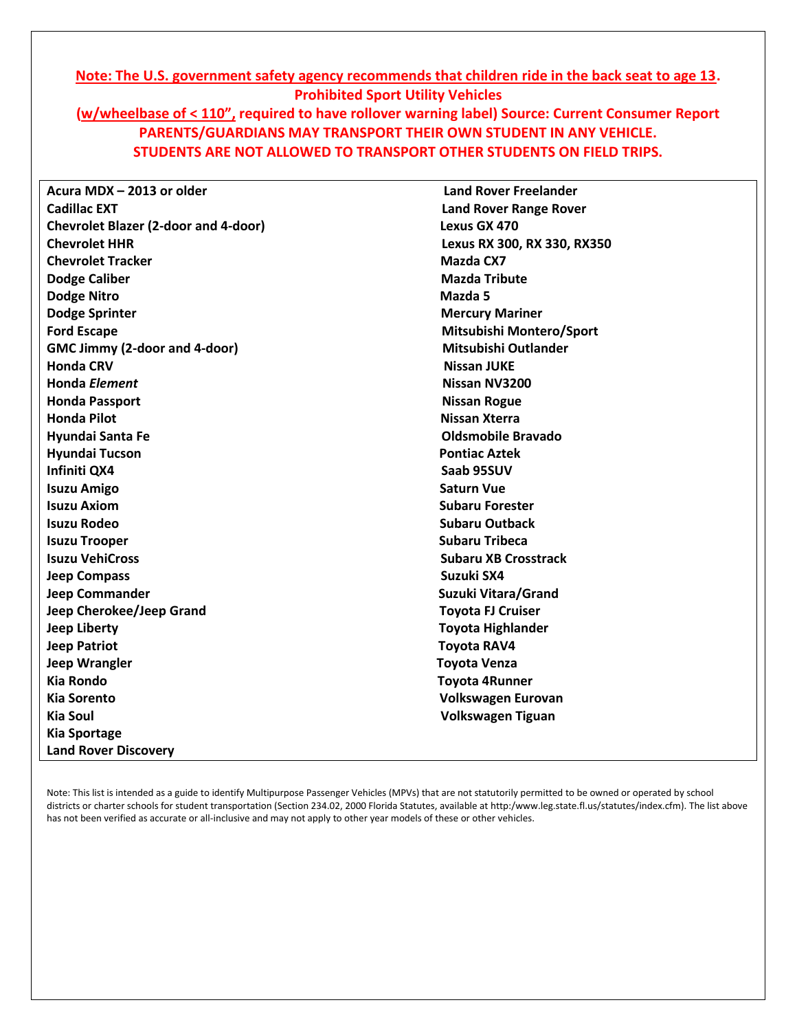**Note: The U.S. government safety agency recommends that children ride in the back seat to age 13.**

**Prohibited Sport Utility Vehicles**

**(w/wheelbase of < 110", required to have rollover warning label) Source: Current Consumer Report**

**PARENTS/GUARDIANS MAY TRANSPORT THEIR OWN STUDENT IN ANY VEHICLE.**

**STUDENTS ARE NOT ALLOWED TO TRANSPORT OTHER STUDENTS ON FIELD TRIPS.**

| | |
|---|---|
| **Acura MDX – 2013 or older** | **Land Rover Freelander** |
| **Cadillac EXT** | **Land Rover Range Rover** |
| **Chevrolet Blazer (2-door and 4-door)** | **Lexus GX 470** |
| **Chevrolet HHR** | **Lexus RX 300, RX 330, RX350** |
| **Chevrolet Tracker** | **Mazda CX7** |
| **Dodge Caliber** | **Mazda Tribute** |
| **Dodge Nitro** | **Mazda 5** |
| **Dodge Sprinter** | **Mercury Mariner** |
| **Ford Escape** | **Mitsubishi Montero/Sport** |
| **GMC Jimmy (2-door and 4-door)** | **Mitsubishi Outlander** |
| **Honda CRV** | **Nissan JUKE** |
| **Honda *Element*** | **Nissan NV3200** |
| **Honda Passport** | **Nissan Rogue** |
| **Honda Pilot** | **Nissan Xterra** |
| **Hyundai Santa Fe** | **Oldsmobile Bravado** |
| **Hyundai Tucson** | **Pontiac Aztek** |
| **Infiniti QX4** | **Saab 95SUV** |
| **Isuzu Amigo** | **Saturn Vue** |
| **Isuzu Axiom** | **Subaru Forester** |
| **Isuzu Rodeo** | **Subaru Outback** |
| **Isuzu Trooper** | **Subaru Tribeca** |
| **Isuzu VehiCross** | **Subaru XB Crosstrack** |
| **Jeep Compass** | **Suzuki SX4** |
| **Jeep Commander** | **Suzuki Vitara/Grand** |
| **Jeep Cherokee/Jeep Grand** | **Toyota FJ Cruiser** |
| **Jeep Liberty** | **Toyota Highlander** |
| **Jeep Patriot** | **Toyota RAV4** |
| **Jeep Wrangler** | **Toyota Venza** |
| **Kia Rondo** | **Toyota 4Runner** |
| **Kia Sorento** | **Volkswagen Eurovan** |
| **Kia Soul** | **Volkswagen Tiguan** |
| **Kia Sportage** | |
| **Land Rover Discovery** | |

Note: This list is intended as a guide to identify Multipurpose Passenger Vehicles (MPVs) that are not statutorily permitted to be owned or operated by school districts or charter schools for student transportation (Section 234.02, 2000 Florida Statutes, available at http:/www.leg.state.fl.us/statutes/index.cfm). The list above has not been verified as accurate or all-inclusive and may not apply to other year models of these or other vehicles.